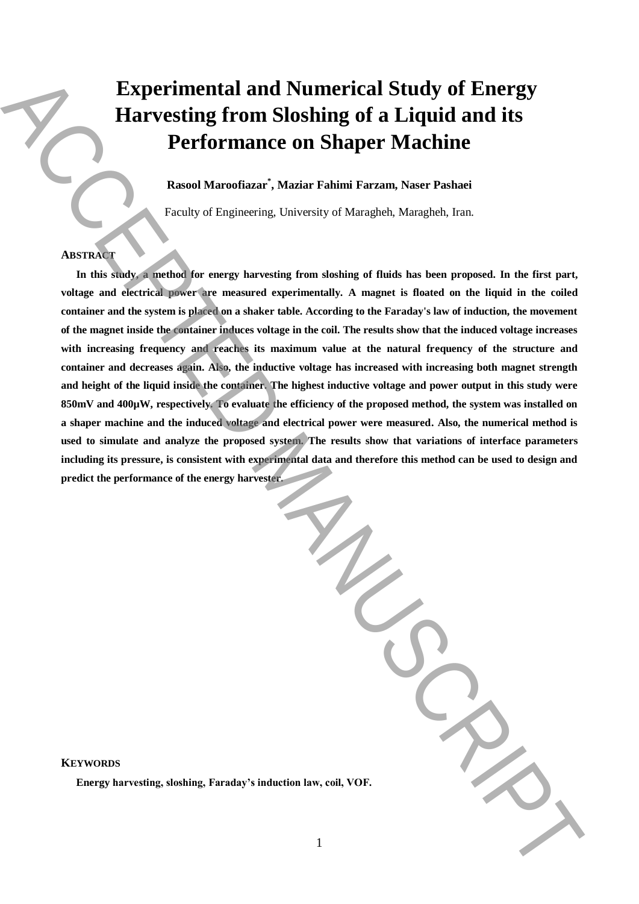# Experimental and Numerical Study of Energy Harvesting from Sloshing of a Liquid and its Performance on Shaper Machine

**Rasool Maroofiazar*, Maziar Fahimi Farzam, Naser Pashaei**

Faculty of Engineering, University of Maragheh, Maragheh, Iran.

## ABSTRACT

**In this study, a method for energy harvesting from sloshing of fluids has been proposed. In the first part, voltage and electrical power are measured experimentally. A magnet is floated on the liquid in the coiled container and the system is placed on a shaker table. According to the Faraday's law of induction, the movement of the magnet inside the container induces voltage in the coil. The results show that the induced voltage increases with increasing frequency and reaches its maximum value at the natural frequency of the structure and container and decreases again. Also, the inductive voltage has increased with increasing both magnet strength and height of the liquid inside the container. The highest inductive voltage and power output in this study were 850mV and 400µW, respectively. To evaluate the efficiency of the proposed method, the system was installed on a shaper machine and the induced voltage and electrical power were measured. Also, the numerical method is used to simulate and analyze the proposed system. The results show that variations of interface parameters including its pressure, is consistent with experimental data and therefore this method can be used to design and predict the performance of the energy harvester.**

## KEYWORDS

**Energy harvesting, sloshing, Faraday's induction law, coil, VOF.**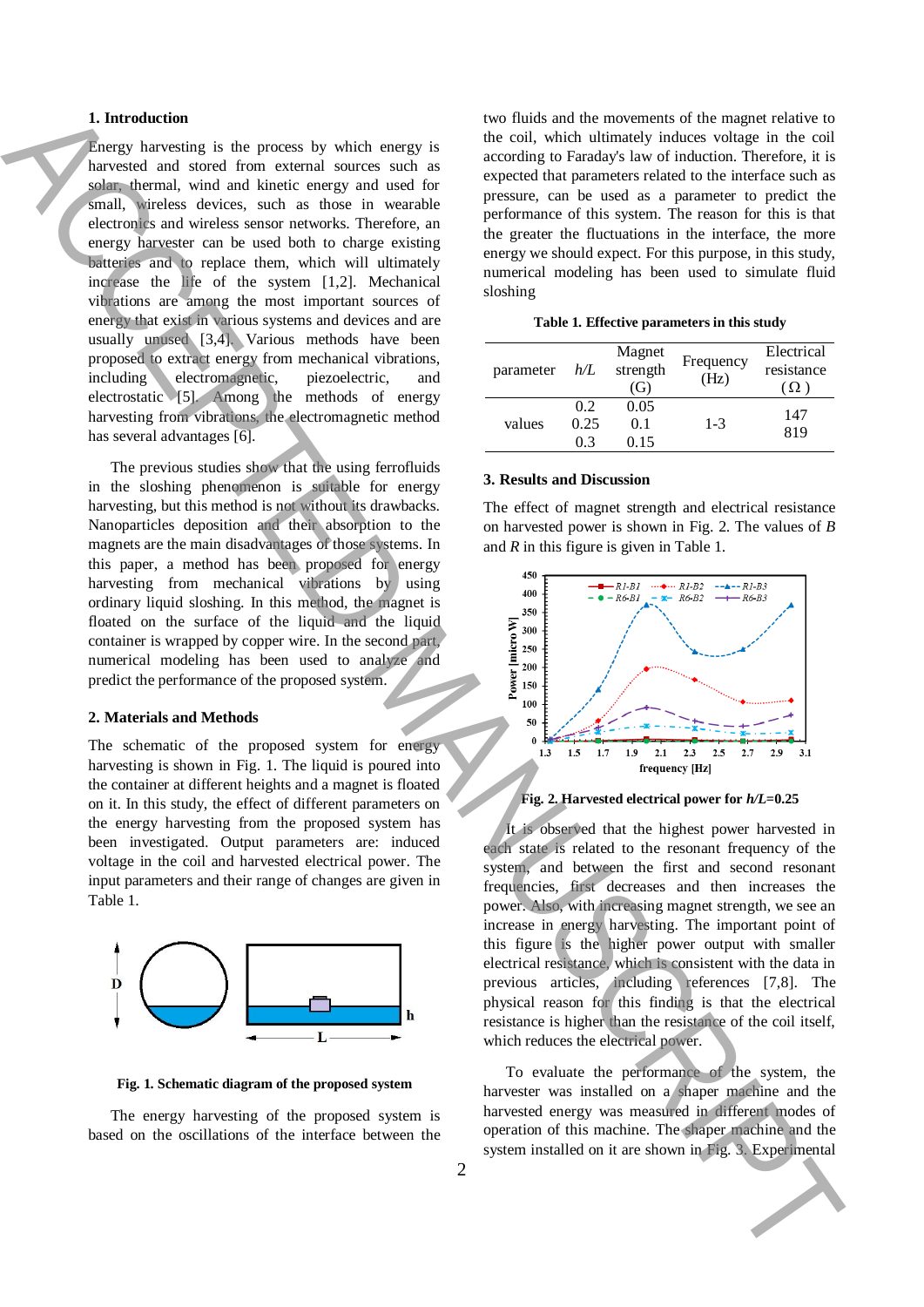## 1. Introduction

Energy harvesting is the process by which energy is harvested and stored from external sources such as solar, thermal, wind and kinetic energy and used for small, wireless devices, such as those in wearable electronics and wireless sensor networks. Therefore, an energy harvester can be used both to charge existing batteries and to replace them, which will ultimately increase the life of the system [1,2]. Mechanical vibrations are among the most important sources of energy that exist in various systems and devices and are usually unused [3,4]. Various methods have been proposed to extract energy from mechanical vibrations, including electromagnetic, piezoelectric, and electrostatic [5]. Among the methods of energy harvesting from vibrations, the electromagnetic method has several advantages [6].

The previous studies show that the using ferrofluids in the sloshing phenomenon is suitable for energy harvesting, but this method is not without its drawbacks. Nanoparticles deposition and their absorption to the magnets are the main disadvantages of those systems. In this paper, a method has been proposed for energy harvesting from mechanical vibrations by using ordinary liquid sloshing. In this method, the magnet is floated on the surface of the liquid and the liquid container is wrapped by copper wire. In the second part, numerical modeling has been used to analyze and predict the performance of the proposed system.

## 2. Materials and Methods

The schematic of the proposed system for energy harvesting is shown in Fig. 1. The liquid is poured into the container at different heights and a magnet is floated on it. In this study, the effect of different parameters on the energy harvesting from the proposed system has been investigated. Output parameters are: induced voltage in the coil and harvested electrical power. The input parameters and their range of changes are given in Table 1.

**Fig. 1. Schematic diagram of the proposed system**

The energy harvesting of the proposed system is based on the oscillations of the interface between the two fluids and the movements of the magnet relative to the coil, which ultimately induces voltage in the coil according to Faraday's law of induction. Therefore, it is expected that parameters related to the interface such as pressure, can be used as a parameter to predict the performance of this system. The reason for this is that the greater the fluctuations in the interface, the more energy we should expect. For this purpose, in this study, numerical modeling has been used to simulate fluid sloshing

**Table 1. Effective parameters in this study**

| parameter | $h/L$ | Magnet strength (G) | Frequency (Hz) | Electrical resistance (Ω) |
|---|---|---|---|---|
| values | 0.2<br>0.25<br>0.3 | 0.05<br>0.1<br>0.15 | 1-3 | 147<br>819 |

## 3. Results and Discussion

The effect of magnet strength and electrical resistance on harvested power is shown in Fig. 2. The values of $B$ and $R$ in this figure is given in Table 1.

**Fig. 2. Harvested electrical power for $h/L$=0.25**

It is observed that the highest power harvested in each state is related to the resonant frequency of the system, and between the first and second resonant frequencies, first decreases and then increases the power. Also, with increasing magnet strength, we see an increase in energy harvesting. The important point of this figure is the higher power output with smaller electrical resistance, which is consistent with the data in previous articles, including references [7,8]. The physical reason for this finding is that the electrical resistance is higher than the resistance of the coil itself, which reduces the electrical power.

To evaluate the performance of the system, the harvester was installed on a shaper machine and the harvested energy was measured in different modes of operation of this machine. The shaper machine and the system installed on it are shown in Fig. 3. Experimental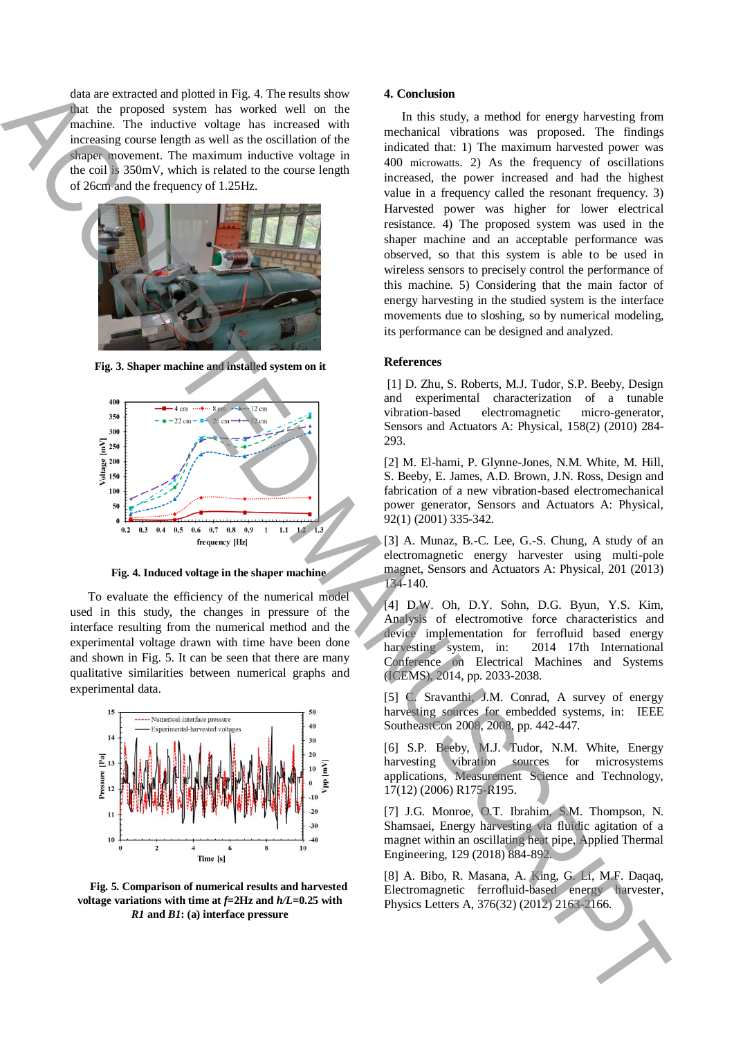data are extracted and plotted in Fig. 4. The results show that the proposed system has worked well on the machine. The inductive voltage has increased with increasing course length as well as the oscillation of the shaper movement. The maximum inductive voltage in the coil is 350mV, which is related to the course length of 26cm and the frequency of 1.25Hz.

**Fig. 3. Shaper machine and installed system on it**

400
350
300
250
200
150
100
50
0
Voltage [mV]
0.2 0.3 0.4 0.5 0.6 0.7 0.8 0.9 1 1.1 1.2 1.3
frequency [Hz]
4 cm
8 cm
12 cm
22 cm
26 cm
32 cm

**Fig. 4. Induced voltage in the shaper machine**

To evaluate the efficiency of the numerical model used in this study, the changes in pressure of the interface resulting from the numerical method and the experimental voltage drawn with time have been done and shown in Fig. 5. It can be seen that there are many qualitative similarities between numerical graphs and experimental data.

Numerical-interface pressure
Experimental-harvested voltages
Pressure [Pa]
15
14
13
12
11
10
Vpp [mV]
50
40
30
20
10
0
-10
-20
-30
-40
Time [s]
0 2 4 6 8 10

**Fig. 5. Comparison of numerical results and harvested voltage variations with time at *f*=2Hz and *h/L*=0.25 with *R1* and *B1*: (a) interface pressure**

## 4. Conclusion

In this study, a method for energy harvesting from mechanical vibrations was proposed. The findings indicated that: 1) The maximum harvested power was 400 microwatts. 2) As the frequency of oscillations increased, the power increased and had the highest value in a frequency called the resonant frequency. 3) Harvested power was higher for lower electrical resistance. 4) The proposed system was used in the shaper machine and an acceptable performance was observed, so that this system is able to be used in wireless sensors to precisely control the performance of this machine. 5) Considering that the main factor of energy harvesting in the studied system is the interface movements due to sloshing, so by numerical modeling, its performance can be designed and analyzed.

## References

[1] D. Zhu, S. Roberts, M.J. Tudor, S.P. Beeby, Design and experimental characterization of a tunable vibration-based electromagnetic micro-generator, Sensors and Actuators A: Physical, 158(2) (2010) 284-293.

[2] M. El-hami, P. Glynne-Jones, N.M. White, M. Hill, S. Beeby, E. James, A.D. Brown, J.N. Ross, Design and fabrication of a new vibration-based electromechanical power generator, Sensors and Actuators A: Physical, 92(1) (2001) 335-342.

[3] A. Munaz, B.-C. Lee, G.-S. Chung, A study of an electromagnetic energy harvester using multi-pole magnet, Sensors and Actuators A: Physical, 201 (2013) 134-140.

[4] D.W. Oh, D.Y. Sohn, D.G. Byun, Y.S. Kim, Analysis of electromotive force characteristics and device implementation for ferrofluid based energy harvesting system, in: 2014 17th International Conference on Electrical Machines and Systems (ICEMS), 2014, pp. 2033-2038.

[5] C. Sravanthi, J.M. Conrad, A survey of energy harvesting sources for embedded systems, in: IEEE SoutheastCon 2008, 2008, pp. 442-447.

[6] S.P. Beeby, M.J. Tudor, N.M. White, Energy harvesting vibration sources for microsystems applications, Measurement Science and Technology, 17(12) (2006) R175-R195.

[7] J.G. Monroe, O.T. Ibrahim, S.M. Thompson, N. Shamsaei, Energy harvesting via fluidic agitation of a magnet within an oscillating heat pipe, Applied Thermal Engineering, 129 (2018) 884-892.

[8] A. Bibo, R. Masana, A. King, G. Li, M.F. Daqaq, Electromagnetic ferrofluid-based energy harvester, Physics Letters A, 376(32) (2012) 2163-2166.